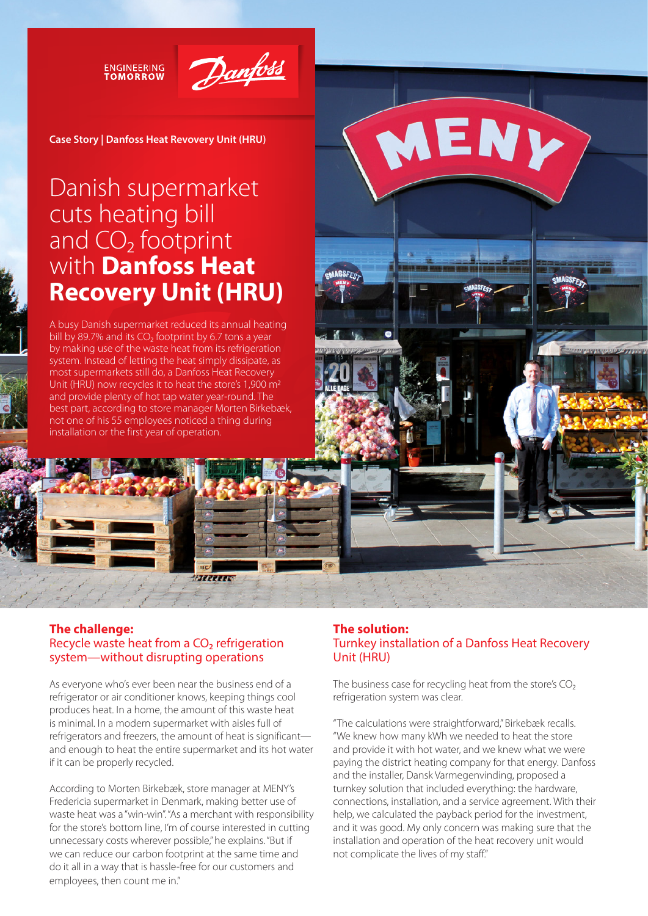ENGINEERING TOMORROW

Danfoss

**Case Story | Danfoss Heat Revovery Unit (HRU)**

# Danish supermarket cuts heating bill and $CO_2$ footprint with **Danfoss Heat Recovery Unit (HRU)**

A busy Danish supermarket reduced its annual heating bill by 89.7% and its $CO_2$ footprint by 6.7 tons a year by making use of the waste heat from its refrigeration system. Instead of letting the heat simply dissipate, as most supermarkets still do, a Danfoss Heat Recovery Unit (HRU) now recycles it to heat the store's 1,900 m² and provide plenty of hot tap water year-round. The best part, according to store manager Morten Birkebæk, not one of his 55 employees noticed a thing during installation or the first year of operation.

## The challenge:
### Recycle waste heat from a $CO_2$ refrigeration system—without disrupting operations

As everyone who's ever been near the business end of a refrigerator or air conditioner knows, keeping things cool produces heat. In a home, the amount of this waste heat is minimal. In a modern supermarket with aisles full of refrigerators and freezers, the amount of heat is significant—and enough to heat the entire supermarket and its hot water if it can be properly recycled.

According to Morten Birkebæk, store manager at MENY's Fredericia supermarket in Denmark, making better use of waste heat was a "win-win". "As a merchant with responsibility for the store's bottom line, I'm of course interested in cutting unnecessary costs wherever possible," he explains. "But if we can reduce our carbon footprint at the same time and do it all in a way that is hassle-free for our customers and employees, then count me in."

## The solution:
### Turnkey installation of a Danfoss Heat Recovery Unit (HRU)

The business case for recycling heat from the store's $CO_2$ refrigeration system was clear.

"The calculations were straightforward," Birkebæk recalls. "We knew how many kWh we needed to heat the store and provide it with hot water, and we knew what we were paying the district heating company for that energy. Danfoss and the installer, Dansk Varmegenvinding, proposed a turnkey solution that included everything: the hardware, connections, installation, and a service agreement. With their help, we calculated the payback period for the investment, and it was good. My only concern was making sure that the installation and operation of the heat recovery unit would not complicate the lives of my staff."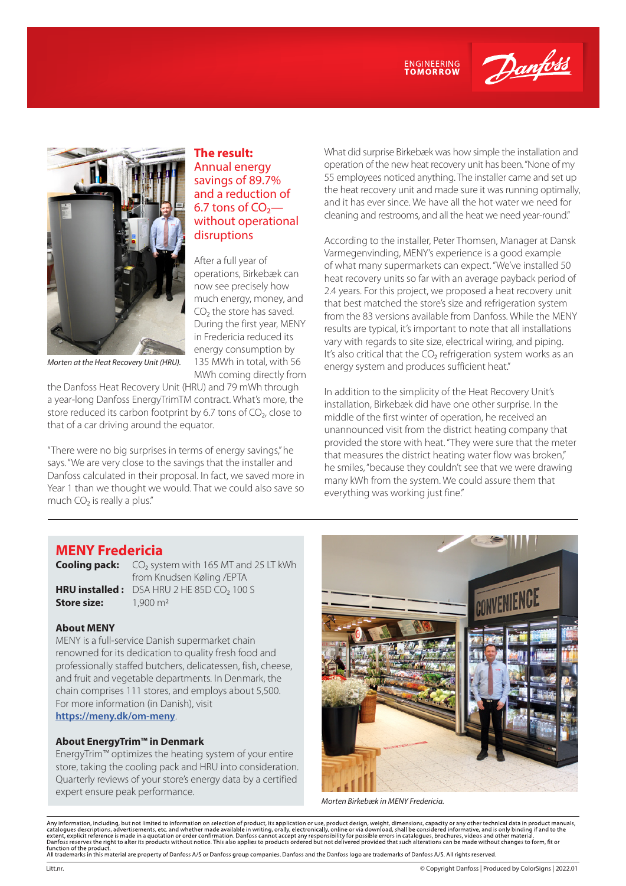## The result:

## Annual energy savings of 89.7% and a reduction of 6.7 tons of $CO_2$—without operational disruptions

*Morten at the Heat Recovery Unit (HRU).*

After a full year of operations, Birkebæk can now see precisely how much energy, money, and $CO_2$ the store has saved. During the first year, MENY in Fredericia reduced its energy consumption by 135 MWh in total, with 56 MWh coming directly from the Danfoss Heat Recovery Unit (HRU) and 79 mWh through a year-long Danfoss EnergyTrimTM contract. What's more, the store reduced its carbon footprint by 6.7 tons of $CO_2$, close to that of a car driving around the equator.

"There were no big surprises in terms of energy savings," he says. "We are very close to the savings that the installer and Danfoss calculated in their proposal. In fact, we saved more in Year 1 than we thought we would. That we could also save so much $CO_2$ is really a plus."

What did surprise Birkebæk was how simple the installation and operation of the new heat recovery unit has been. "None of my 55 employees noticed anything. The installer came and set up the heat recovery unit and made sure it was running optimally, and it has ever since. We have all the hot water we need for cleaning and restrooms, and all the heat we need year-round."

According to the installer, Peter Thomsen, Manager at Dansk Varmegenvinding, MENY's experience is a good example of what many supermarkets can expect. "We've installed 50 heat recovery units so far with an average payback period of 2.4 years. For this project, we proposed a heat recovery unit that best matched the store's size and refrigeration system from the 83 versions available from Danfoss. While the MENY results are typical, it's important to note that all installations vary with regards to site size, electrical wiring, and piping. It's also critical that the $CO_2$ refrigeration system works as an energy system and produces sufficient heat."

In addition to the simplicity of the Heat Recovery Unit's installation, Birkebæk did have one other surprise. In the middle of the first winter of operation, he received an unannounced visit from the district heating company that provided the store with heat. "They were sure that the meter that measures the district heating water flow was broken," he smiles, "because they couldn't see that we were drawing many kWh from the system. We could assure them that everything was working just fine."

## MENY Fredericia

**Cooling pack:** $CO_2$ system with 165 MT and 25 LT kWh from Knudsen Køling /EPTA
**HRU installed :** DSA HRU 2 HE 85D $CO_2$ 100 S
**Store size:** 1,900 m²

### About MENY

MENY is a full-service Danish supermarket chain renowned for its dedication to quality fresh food and professionally staffed butchers, delicatessen, fish, cheese, and fruit and vegetable departments. In Denmark, the chain comprises 111 stores, and employs about 5,500. For more information (in Danish), visit [https://meny.dk/om-meny](https://meny.dk/om-meny).

### About EnergyTrim™ in Denmark

EnergyTrim™ optimizes the heating system of your entire store, taking the cooling pack and HRU into consideration. Quarterly reviews of your store's energy data by a certified expert ensure peak performance.

*Morten Birkebæk in MENY Fredericia.*

Any information, including, but not limited to information on selection of product, its application or use, product design, weight, dimensions, capacity or any other technical data in product manuals, catalogues descriptions, advertisements, etc. and whether made available in writing, orally, electronically, online or via download, shall be considered informative, and is only binding if and to the extent, explicit reference is made in a quotation or order confirmation. Danfoss cannot accept any responsibility for possible errors in catalogues, brochures, videos and other material. Danfoss reserves the right to alter its products without notice. This also applies to products ordered but not delivered provided that such alterations can be made without changes to form, fit or function of the product.
All trademarks in this material are property of Danfoss A/S or Danfoss group companies. Danfoss and the Danfoss logo are trademarks of Danfoss A/S. All rights reserved.

Litt.nr. © Copyright Danfoss | Produced by ColorSigns | 2022.01